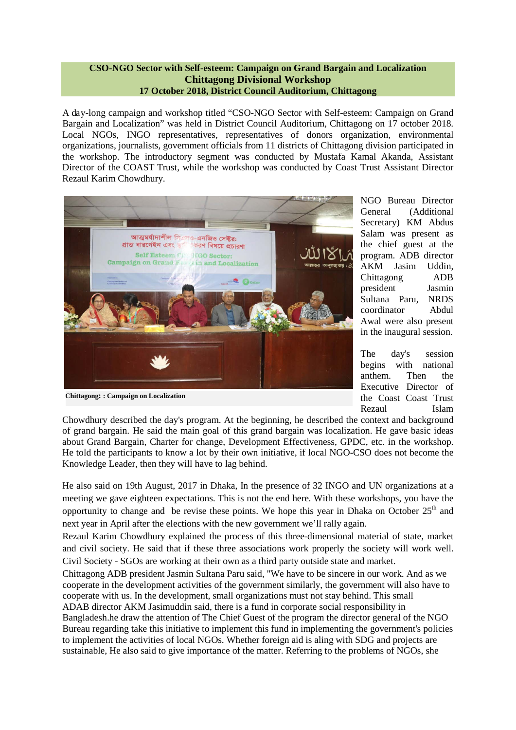**CSO-NGO Sector with Self-esteem: Campaign on Grand Bargain and Localization**
**Chittagong Divisional Workshop**
**17 October 2018, District Council Auditorium, Chittagong**

A day-long campaign and workshop titled "CSO-NGO Sector with Self-esteem: Campaign on Grand Bargain and Localization" was held in District Council Auditorium, Chittagong on 17 october 2018. Local NGOs, INGO representatives, representatives of donors organization, environmental organizations, journalists, government officials from 11 districts of Chittagong division participated in the workshop. The introductory segment was conducted by Mustafa Kamal Akanda, Assistant Director of the COAST Trust, while the workshop was conducted by Coast Trust Assistant Director Rezaul Karim Chowdhury.

**Chittagong: : Campaign on Localization**

NGO Bureau Director General (Additional Secretary) KM Abdus Salam was present as the chief guest at the program. ADB director AKM Jasim Uddin, Chittagong ADB president Jasmin Sultana Paru, NRDS coordinator Abdul Awal were also present in the inaugural session.

The day's session begins with national anthem. Then the Executive Director of the Coast Coast Trust Rezaul Islam Chowdhury described the day's program. At the beginning, he described the context and background of grand bargain. He said the main goal of this grand bargain was localization. He gave basic ideas about Grand Bargain, Charter for change, Development Effectiveness, GPDC, etc. in the workshop. He told the participants to know a lot by their own initiative, if local NGO-CSO does not become the Knowledge Leader, then they will have to lag behind.

He also said on 19th August, 2017 in Dhaka, In the presence of 32 INGO and UN organizations at a meeting we gave eighteen expectations. This is not the end here. With these workshops, you have the opportunity to change and be revise these points. We hope this year in Dhaka on October 25th and next year in April after the elections with the new government we'll rally again.

Rezaul Karim Chowdhury explained the process of this three-dimensional material of state, market and civil society. He said that if these three associations work properly the society will work well. Civil Society - SGOs are working at their own as a third party outside state and market.

Chittagong ADB president Jasmin Sultana Paru said, "We have to be sincere in our work. And as we cooperate in the development activities of the government similarly, the government will also have to cooperate with us. In the development, small organizations must not stay behind. This small

ADAB director AKM Jasimuddin said, there is a fund in corporate social responsibility in Bangladesh.he draw the attention of The Chief Guest of the program the director general of the NGO Bureau regarding take this initiative to implement this fund in implementing the government's policies to implement the activities of local NGOs. Whether foreign aid is aling with SDG and projects are sustainable, He also said to give importance of the matter. Referring to the problems of NGOs, she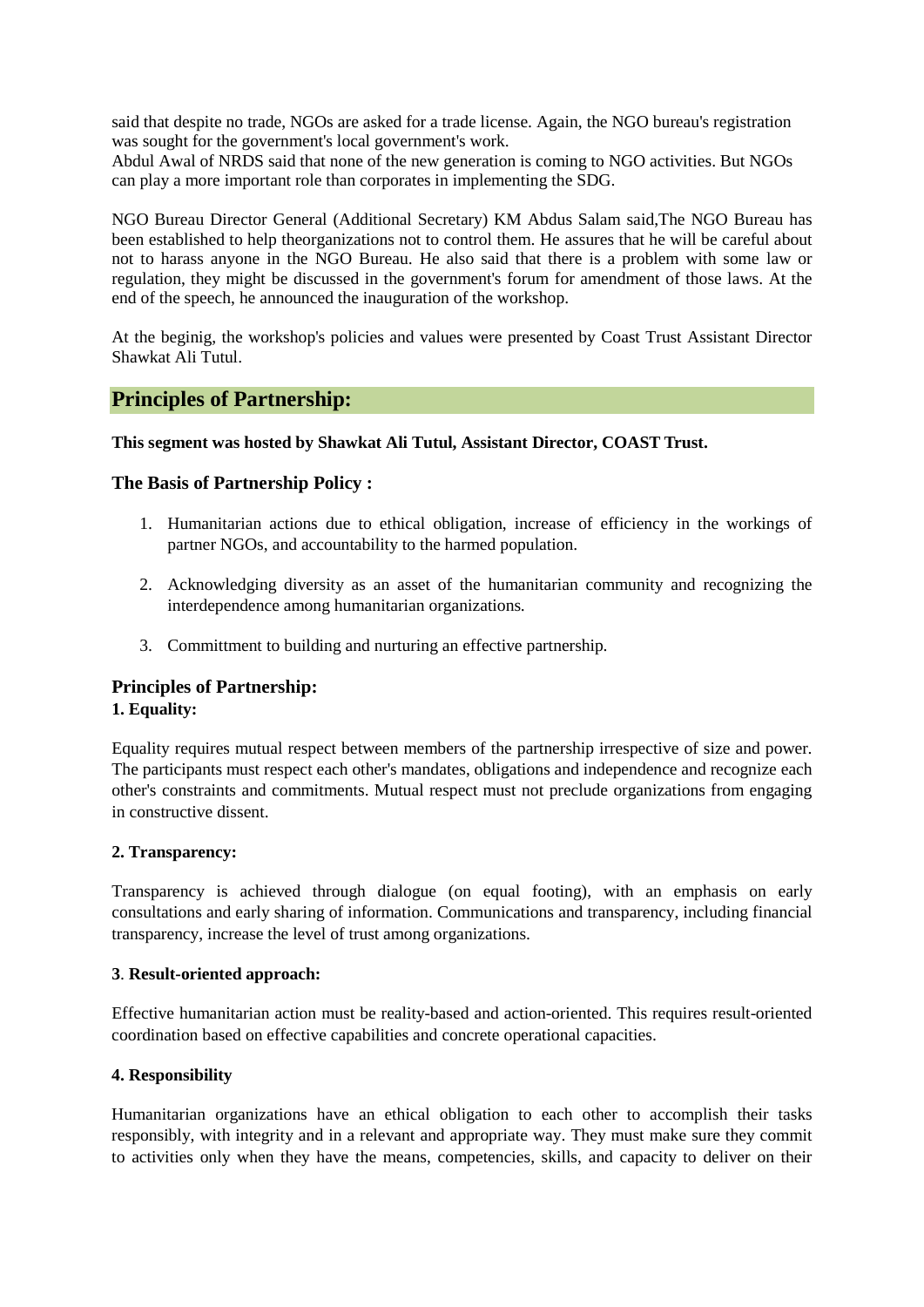said that despite no trade, NGOs are asked for a trade license. Again, the NGO bureau's registration was sought for the government's local government's work.
Abdul Awal of NRDS said that none of the new generation is coming to NGO activities. But NGOs can play a more important role than corporates in implementing the SDG.

NGO Bureau Director General (Additional Secretary) KM Abdus Salam said,The NGO Bureau has been established to help theorganizations not to control them. He assures that he will be careful about not to harass anyone in the NGO Bureau. He also said that there is a problem with some law or regulation, they might be discussed in the government's forum for amendment of those laws. At the end of the speech, he announced the inauguration of the workshop.

At the beginig, the workshop's policies and values were presented by Coast Trust Assistant Director Shawkat Ali Tutul.

## Principles of Partnership:

**This segment was hosted by Shawkat Ali Tutul, Assistant Director, COAST Trust.**

### The Basis of Partnership Policy :

1. Humanitarian actions due to ethical obligation, increase of efficiency in the workings of partner NGOs, and accountability to the harmed population.

2. Acknowledging diversity as an asset of the humanitarian community and recognizing the interdependence among humanitarian organizations.

3. Committment to building and nurturing an effective partnership.

### Principles of Partnership:

**1. Equality:**

Equality requires mutual respect between members of the partnership irrespective of size and power. The participants must respect each other's mandates, obligations and independence and recognize each other's constraints and commitments. Mutual respect must not preclude organizations from engaging in constructive dissent.

**2. Transparency:**

Transparency is achieved through dialogue (on equal footing), with an emphasis on early consultations and early sharing of information. Communications and transparency, including financial transparency, increase the level of trust among organizations.

**3**. **Result-oriented approach:**

Effective humanitarian action must be reality-based and action-oriented. This requires result-oriented coordination based on effective capabilities and concrete operational capacities.

**4. Responsibility**

Humanitarian organizations have an ethical obligation to each other to accomplish their tasks responsibly, with integrity and in a relevant and appropriate way. They must make sure they commit to activities only when they have the means, competencies, skills, and capacity to deliver on their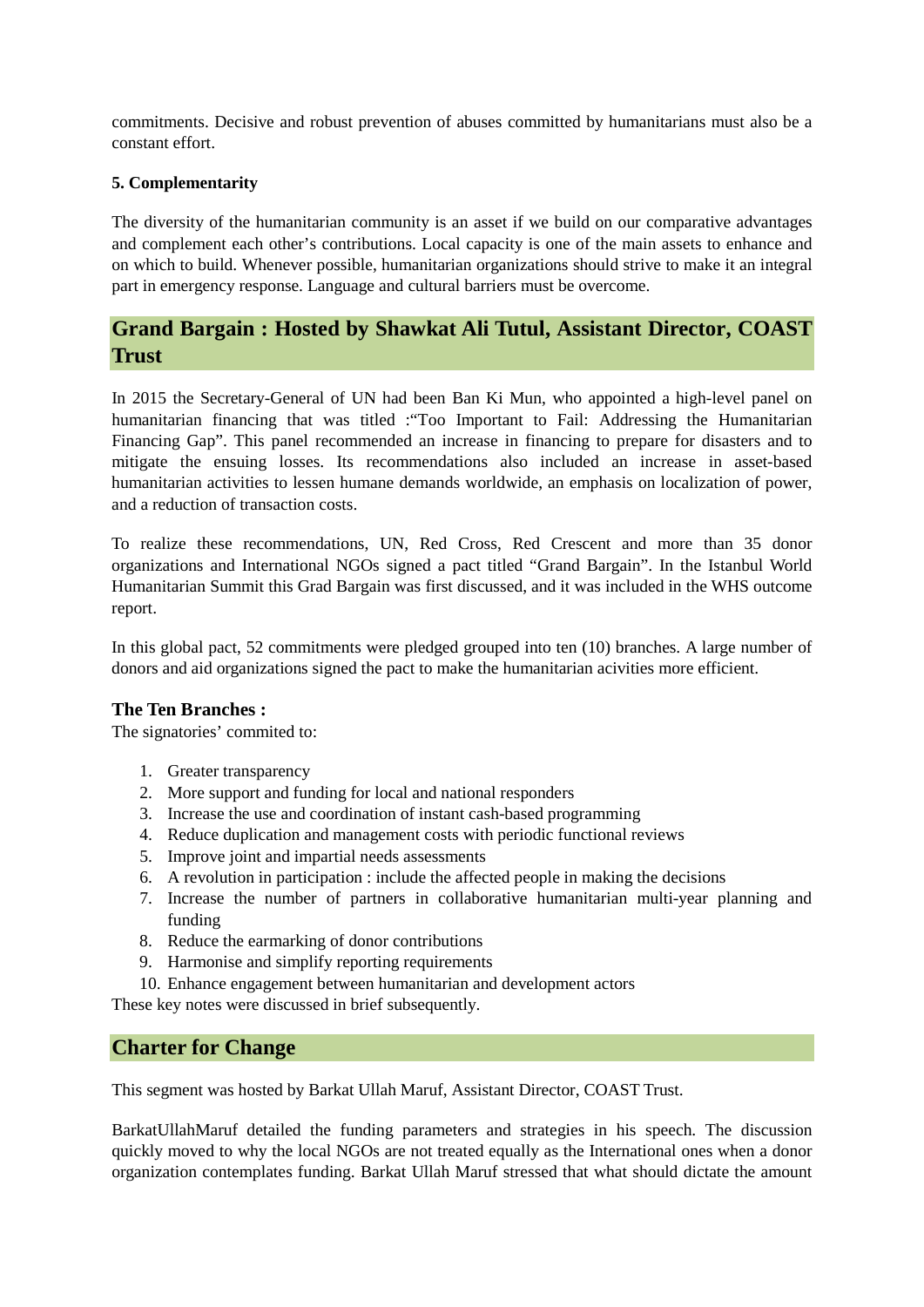commitments. Decisive and robust prevention of abuses committed by humanitarians must also be a constant effort.

**5. Complementarity**

The diversity of the humanitarian community is an asset if we build on our comparative advantages and complement each other's contributions. Local capacity is one of the main assets to enhance and on which to build. Whenever possible, humanitarian organizations should strive to make it an integral part in emergency response. Language and cultural barriers must be overcome.

## Grand Bargain : Hosted by Shawkat Ali Tutul, Assistant Director, COAST Trust

In 2015 the Secretary-General of UN had been Ban Ki Mun, who appointed a high-level panel on humanitarian financing that was titled :"Too Important to Fail: Addressing the Humanitarian Financing Gap". This panel recommended an increase in financing to prepare for disasters and to mitigate the ensuing losses. Its recommendations also included an increase in asset-based humanitarian activities to lessen humane demands worldwide, an emphasis on localization of power, and a reduction of transaction costs.

To realize these recommendations, UN, Red Cross, Red Crescent and more than 35 donor organizations and International NGOs signed a pact titled "Grand Bargain". In the Istanbul World Humanitarian Summit this Grad Bargain was first discussed, and it was included in the WHS outcome report.

In this global pact, 52 commitments were pledged grouped into ten (10) branches. A large number of donors and aid organizations signed the pact to make the humanitarian acivities more efficient.

**The Ten Branches :**
The signatories' commited to:

1. Greater transparency
2. More support and funding for local and national responders
3. Increase the use and coordination of instant cash-based programming
4. Reduce duplication and management costs with periodic functional reviews
5. Improve joint and impartial needs assessments
6. A revolution in participation : include the affected people in making the decisions
7. Increase the number of partners in collaborative humanitarian multi-year planning and funding
8. Reduce the earmarking of donor contributions
9. Harmonise and simplify reporting requirements
10. Enhance engagement between humanitarian and development actors

These key notes were discussed in brief subsequently.

## Charter for Change

This segment was hosted by Barkat Ullah Maruf, Assistant Director, COAST Trust.

BarkatUllahMaruf detailed the funding parameters and strategies in his speech. The discussion quickly moved to why the local NGOs are not treated equally as the International ones when a donor organization contemplates funding. Barkat Ullah Maruf stressed that what should dictate the amount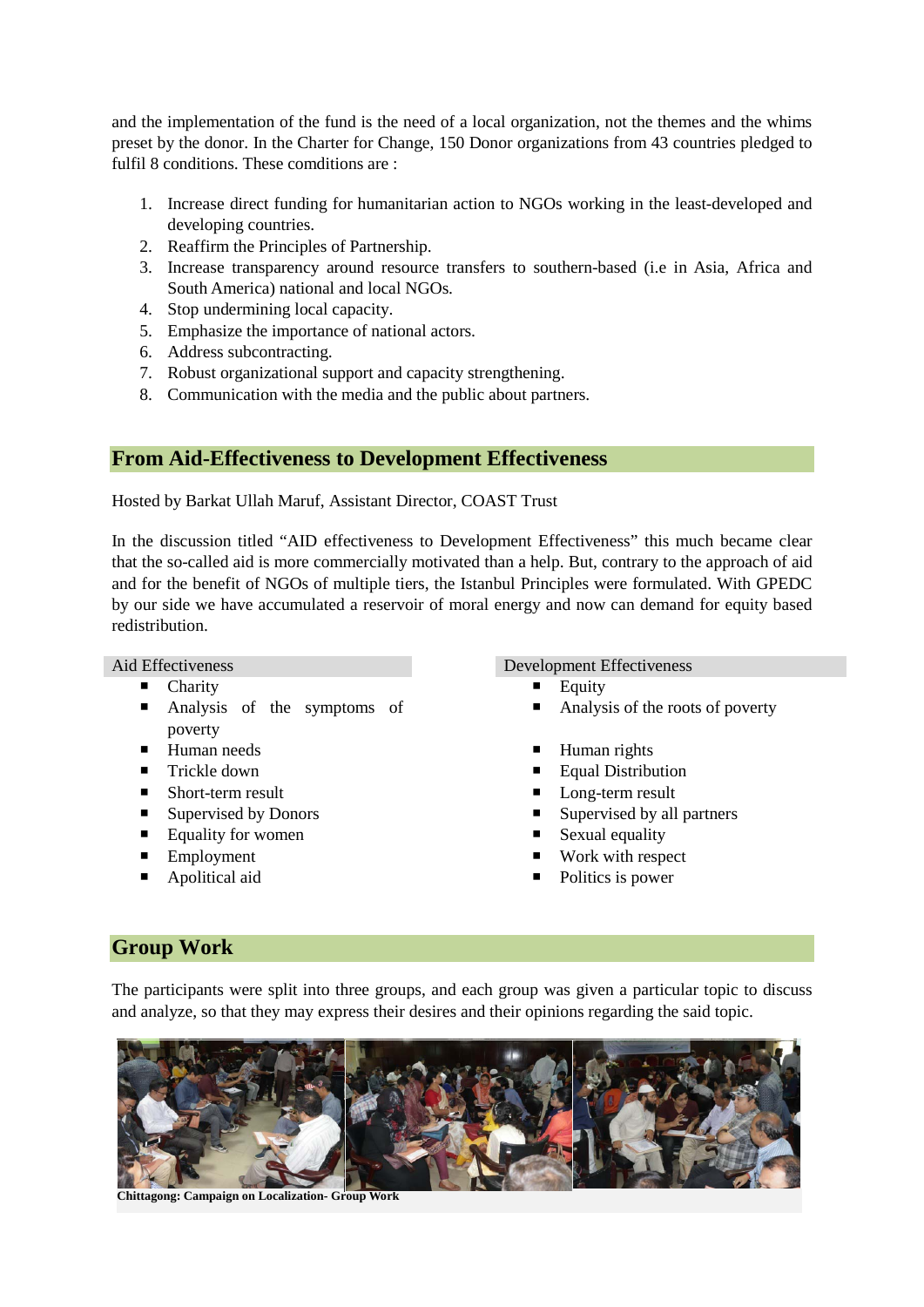and the implementation of the fund is the need of a local organization, not the themes and the whims preset by the donor. In the Charter for Change, 150 Donor organizations from 43 countries pledged to fulfil 8 conditions. These comditions are :

1. Increase direct funding for humanitarian action to NGOs working in the least-developed and developing countries.
2. Reaffirm the Principles of Partnership.
3. Increase transparency around resource transfers to southern-based (i.e in Asia, Africa and South America) national and local NGOs.
4. Stop undermining local capacity.
5. Emphasize the importance of national actors.
6. Address subcontracting.
7. Robust organizational support and capacity strengthening.
8. Communication with the media and the public about partners.

## From Aid-Effectiveness to Development Effectiveness

Hosted by Barkat Ullah Maruf, Assistant Director, COAST Trust

In the discussion titled "AID effectiveness to Development Effectiveness" this much became clear that the so-called aid is more commercially motivated than a help. But, contrary to the approach of aid and for the benefit of NGOs of multiple tiers, the Istanbul Principles were formulated. With GPEDC by our side we have accumulated a reservoir of moral energy and now can demand for equity based redistribution.

| Aid Effectiveness | Development Effectiveness |
|---|---|
| Charity | Equity |
| Analysis of the symptoms of poverty | Analysis of the roots of poverty |
| Human needs | Human rights |
| Trickle down | Equal Distribution |
| Short-term result | Long-term result |
| Supervised by Donors | Supervised by all partners |
| Equality for women | Sexual equality |
| Employment | Work with respect |
| Apolitical aid | Politics is power |

## Group Work

The participants were split into three groups, and each group was given a particular topic to discuss and analyze, so that they may express their desires and their opinions regarding the said topic.

**Chittagong: Campaign on Localization- Group Work**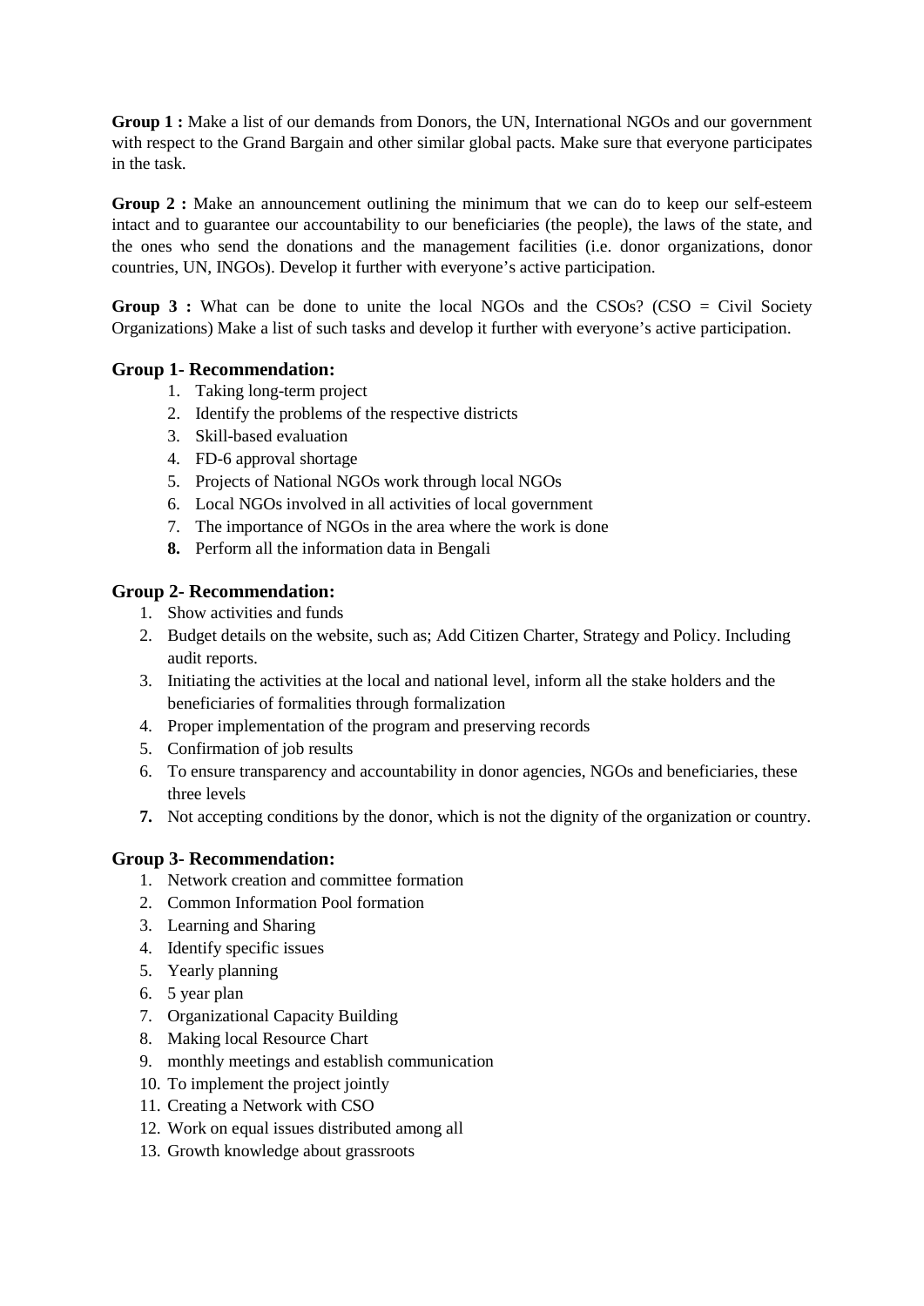**Group 1 :** Make a list of our demands from Donors, the UN, International NGOs and our government with respect to the Grand Bargain and other similar global pacts. Make sure that everyone participates in the task.

**Group 2 :** Make an announcement outlining the minimum that we can do to keep our self-esteem intact and to guarantee our accountability to our beneficiaries (the people), the laws of the state, and the ones who send the donations and the management facilities (i.e. donor organizations, donor countries, UN, INGOs). Develop it further with everyone's active participation.

**Group 3 :** What can be done to unite the local NGOs and the CSOs? (CSO = Civil Society Organizations) Make a list of such tasks and develop it further with everyone's active participation.

### Group 1- Recommendation:

1. Taking long-term project
2. Identify the problems of the respective districts
3. Skill-based evaluation
4. FD-6 approval shortage
5. Projects of National NGOs work through local NGOs
6. Local NGOs involved in all activities of local government
7. The importance of NGOs in the area where the work is done
8. Perform all the information data in Bengali

### Group 2- Recommendation:

1. Show activities and funds
2. Budget details on the website, such as; Add Citizen Charter, Strategy and Policy. Including audit reports.
3. Initiating the activities at the local and national level, inform all the stake holders and the beneficiaries of formalities through formalization
4. Proper implementation of the program and preserving records
5. Confirmation of job results
6. To ensure transparency and accountability in donor agencies, NGOs and beneficiaries, these three levels
7. Not accepting conditions by the donor, which is not the dignity of the organization or country.

### Group 3- Recommendation:

1. Network creation and committee formation
2. Common Information Pool formation
3. Learning and Sharing
4. Identify specific issues
5. Yearly planning
6. 5 year plan
7. Organizational Capacity Building
8. Making local Resource Chart
9. monthly meetings and establish communication
10. To implement the project jointly
11. Creating a Network with CSO
12. Work on equal issues distributed among all
13. Growth knowledge about grassroots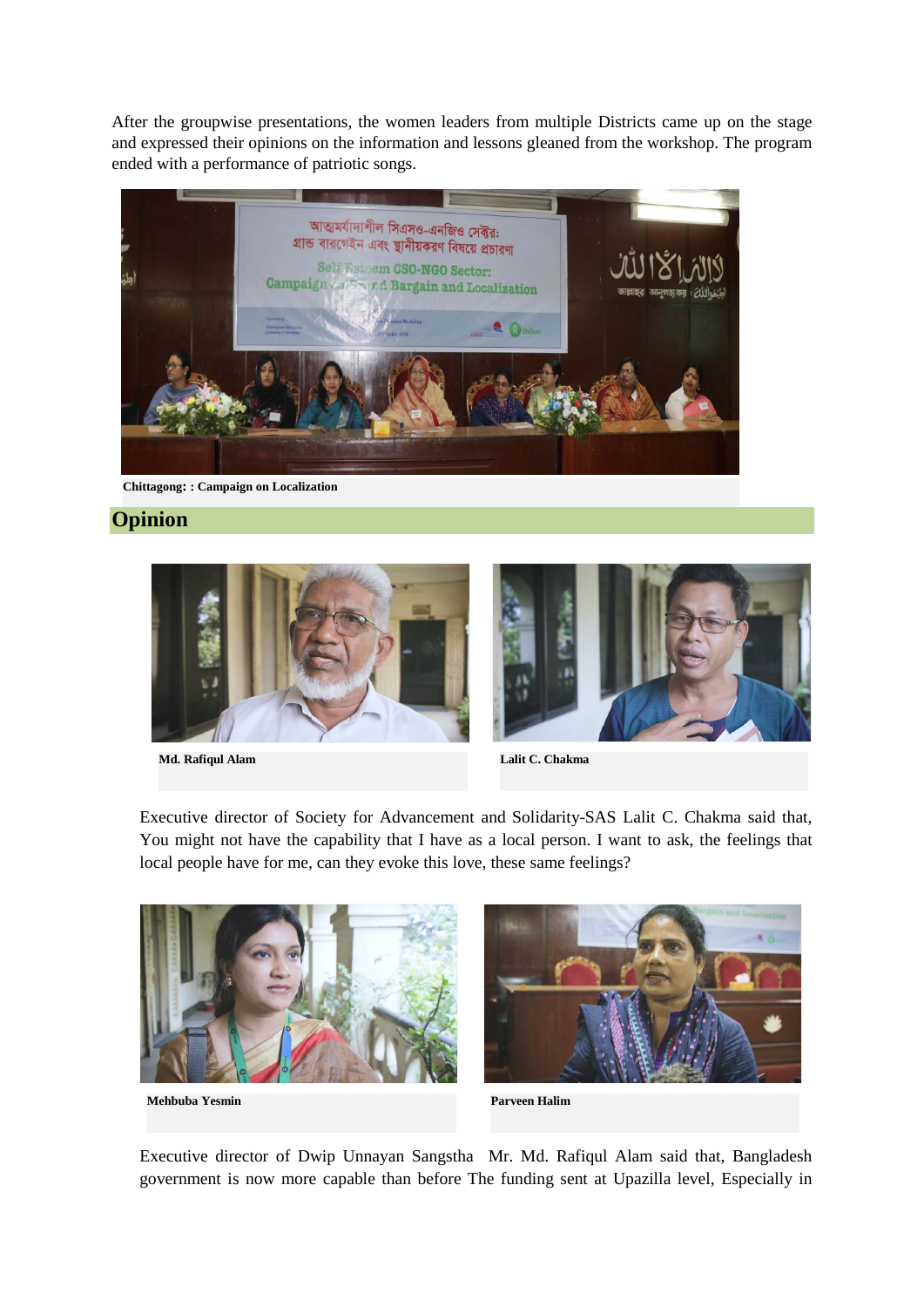After the groupwise presentations, the women leaders from multiple Districts came up on the stage and expressed their opinions on the information and lessons gleaned from the workshop. The program ended with a performance of patriotic songs.

**Chittagong: : Campaign on Localization**

## Opinion

**Md. Rafiqul Alam**

**Lalit C. Chakma**

Executive director of Society for Advancement and Solidarity-SAS Lalit C. Chakma said that, You might not have the capability that I have as a local person. I want to ask, the feelings that local people have for me, can they evoke this love, these same feelings?

**Mehbuba Yesmin**

**Parveen Halim**

Executive director of Dwip Unnayan Sangstha Mr. Md. Rafiqul Alam said that, Bangladesh government is now more capable than before The funding sent at Upazilla level, Especially in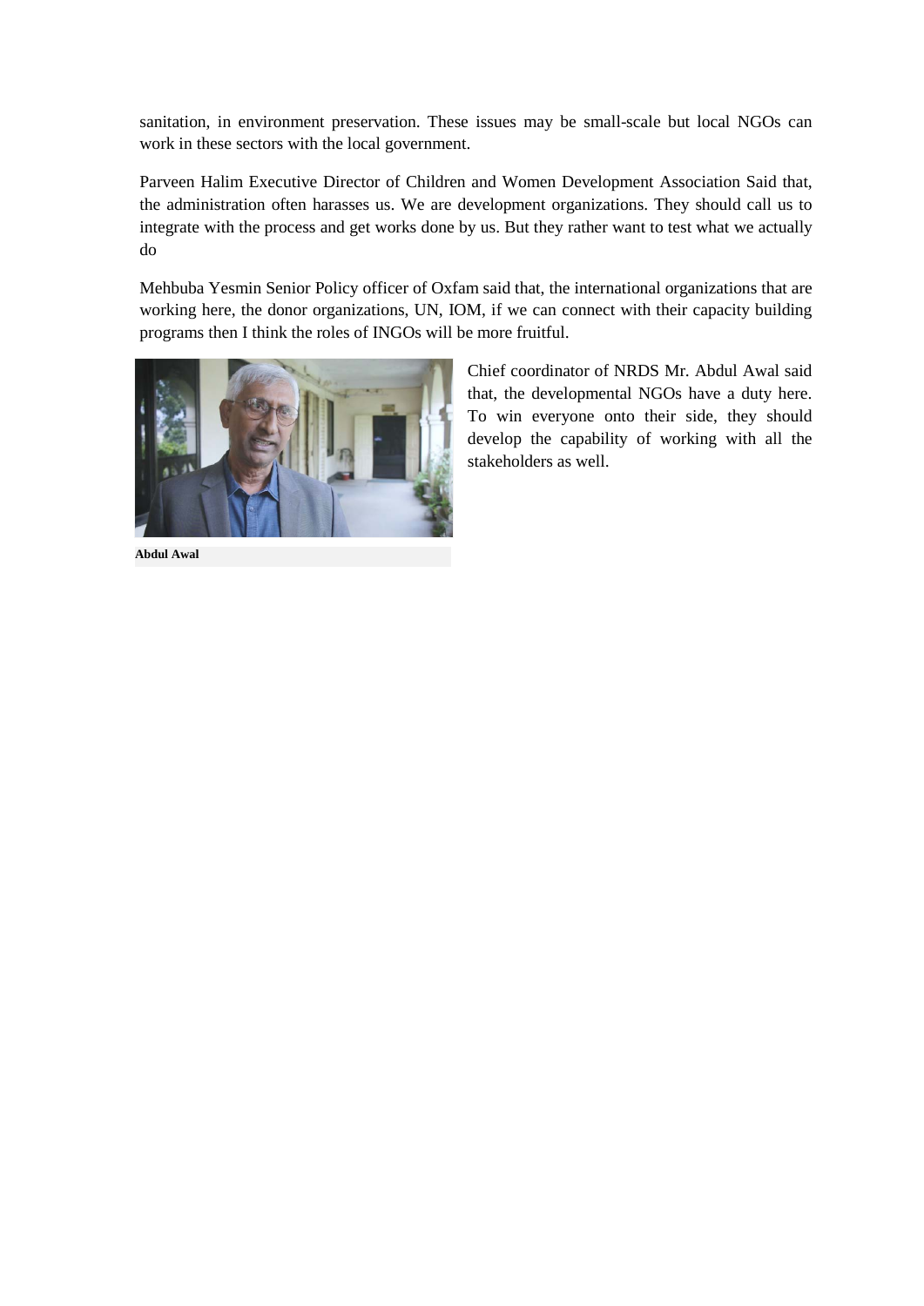sanitation, in environment preservation. These issues may be small-scale but local NGOs can work in these sectors with the local government.

Parveen Halim Executive Director of Children and Women Development Association Said that, the administration often harasses us. We are development organizations. They should call us to integrate with the process and get works done by us. But they rather want to test what we actually do

Mehbuba Yesmin Senior Policy officer of Oxfam said that, the international organizations that are working here, the donor organizations, UN, IOM, if we can connect with their capacity building programs then I think the roles of INGOs will be more fruitful.

Chief coordinator of NRDS Mr. Abdul Awal said that, the developmental NGOs have a duty here. To win everyone onto their side, they should develop the capability of working with all the stakeholders as well.

**Abdul Awal**